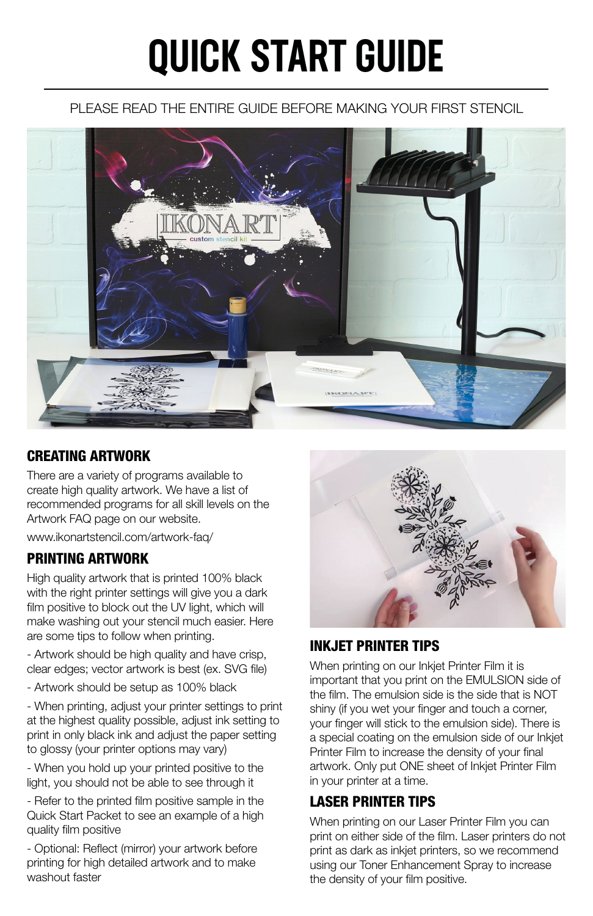# QUICK START GUIDE

PLEASE READ THE ENTIRE GUIDE BEFORE MAKING YOUR FIRST STENCIL

## CREATING ARTWORK

There are a variety of programs available to create high quality artwork. We have a list of recommended programs for all skill levels on the Artwork FAQ page on our website.

www.ikonartstencil.com/artwork-faq/

## PRINTING ARTWORK

High quality artwork that is printed 100% black with the right printer settings will give you a dark film positive to block out the UV light, which will make washing out your stencil much easier. Here are some tips to follow when printing.

- Artwork should be high quality and have crisp, clear edges; vector artwork is best (ex. SVG file)
- Artwork should be setup as 100% black
- When printing, adjust your printer settings to print at the highest quality possible, adjust ink setting to print in only black ink and adjust the paper setting to glossy (your printer options may vary)
- When you hold up your printed positive to the light, you should not be able to see through it
- Refer to the printed film positive sample in the Quick Start Packet to see an example of a high quality film positive
- Optional: Reflect (mirror) your artwork before printing for high detailed artwork and to make washout faster

## INKJET PRINTER TIPS

When printing on our Inkjet Printer Film it is important that you print on the EMULSION side of the film. The emulsion side is the side that is NOT shiny (if you wet your finger and touch a corner, your finger will stick to the emulsion side). There is a special coating on the emulsion side of our Inkjet Printer Film to increase the density of your final artwork. Only put ONE sheet of Inkjet Printer Film in your printer at a time.

## LASER PRINTER TIPS

When printing on our Laser Printer Film you can print on either side of the film. Laser printers do not print as dark as inkjet printers, so we recommend using our Toner Enhancement Spray to increase the density of your film positive.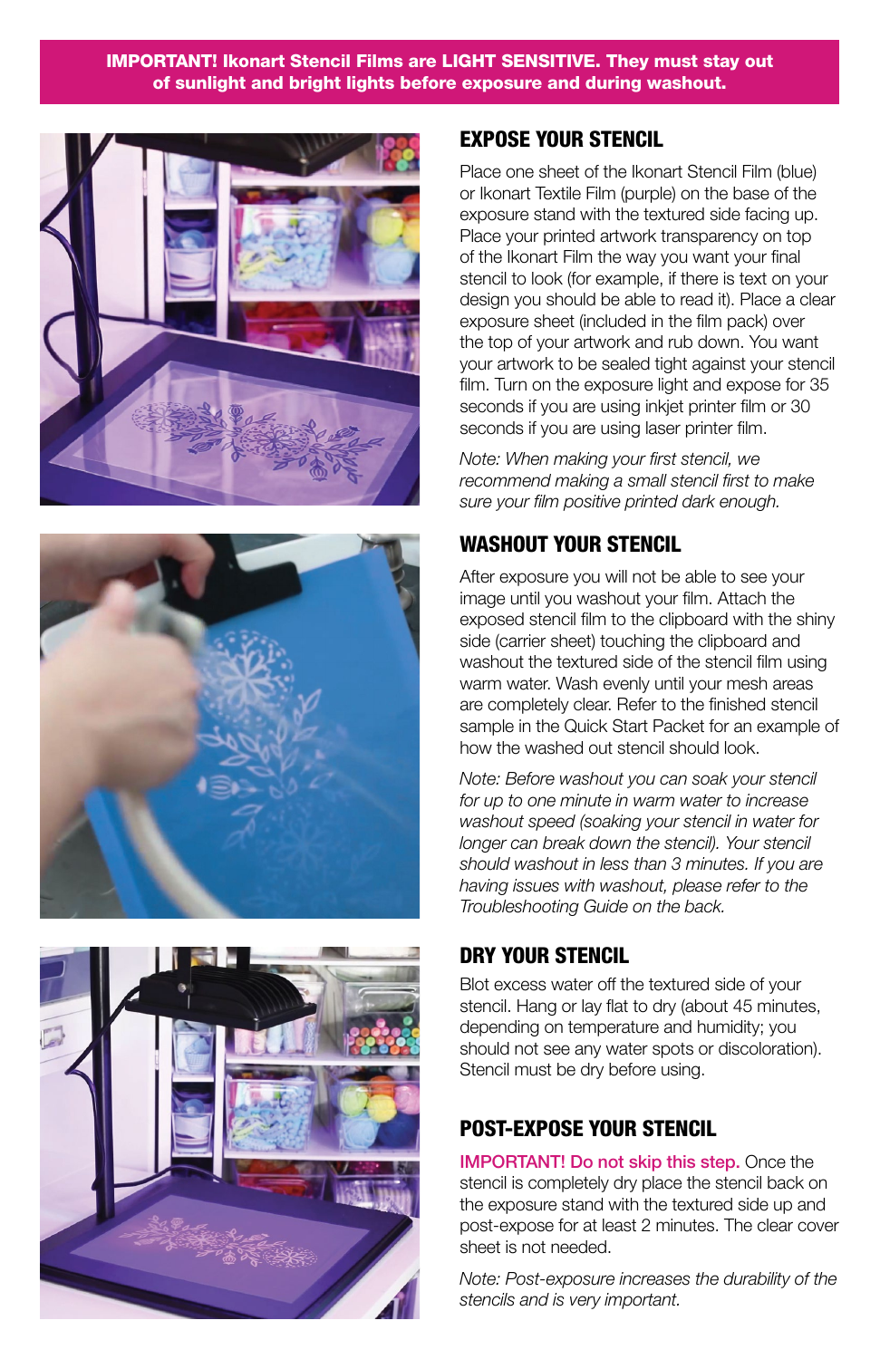**IMPORTANT! Ikonart Stencil Films are LIGHT SENSITIVE. They must stay out of sunlight and bright lights before exposure and during washout.**

## EXPOSE YOUR STENCIL

Place one sheet of the Ikonart Stencil Film (blue) or Ikonart Textile Film (purple) on the base of the exposure stand with the textured side facing up. Place your printed artwork transparency on top of the Ikonart Film the way you want your final stencil to look (for example, if there is text on your design you should be able to read it). Place a clear exposure sheet (included in the film pack) over the top of your artwork and rub down. You want your artwork to be sealed tight against your stencil film. Turn on the exposure light and expose for 35 seconds if you are using inkjet printer film or 30 seconds if you are using laser printer film.

*Note: When making your first stencil, we recommend making a small stencil first to make sure your film positive printed dark enough.*

## WASHOUT YOUR STENCIL

After exposure you will not be able to see your image until you washout your film. Attach the exposed stencil film to the clipboard with the shiny side (carrier sheet) touching the clipboard and washout the textured side of the stencil film using warm water. Wash evenly until your mesh areas are completely clear. Refer to the finished stencil sample in the Quick Start Packet for an example of how the washed out stencil should look.

*Note: Before washout you can soak your stencil for up to one minute in warm water to increase washout speed (soaking your stencil in water for longer can break down the stencil). Your stencil should washout in less than 3 minutes. If you are having issues with washout, please refer to the Troubleshooting Guide on the back.*

## DRY YOUR STENCIL

Blot excess water off the textured side of your stencil. Hang or lay flat to dry (about 45 minutes, depending on temperature and humidity; you should not see any water spots or discoloration). Stencil must be dry before using.

## POST-EXPOSE YOUR STENCIL

**IMPORTANT! Do not skip this step.** Once the stencil is completely dry place the stencil back on the exposure stand with the textured side up and post-expose for at least 2 minutes. The clear cover sheet is not needed.

*Note: Post-exposure increases the durability of the stencils and is very important.*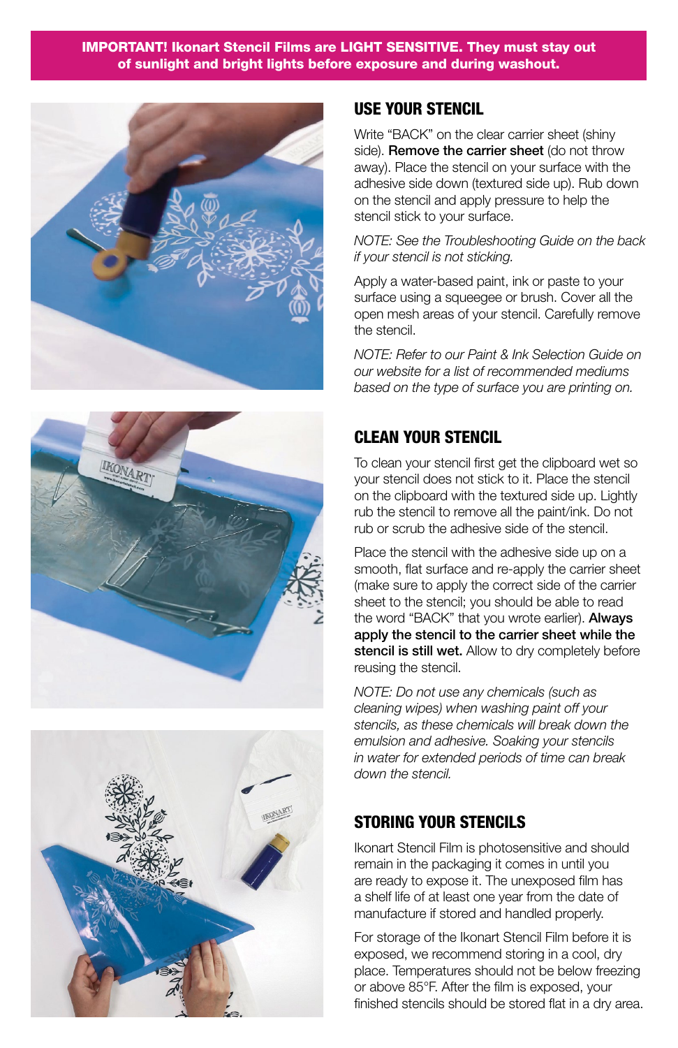**IMPORTANT! Ikonart Stencil Films are LIGHT SENSITIVE. They must stay out of sunlight and bright lights before exposure and during washout.**

## USE YOUR STENCIL

Write "BACK" on the clear carrier sheet (shiny side). **Remove the carrier sheet** (do not throw away). Place the stencil on your surface with the adhesive side down (textured side up). Rub down on the stencil and apply pressure to help the stencil stick to your surface.

*NOTE: See the Troubleshooting Guide on the back if your stencil is not sticking.*

Apply a water-based paint, ink or paste to your surface using a squeegee or brush. Cover all the open mesh areas of your stencil. Carefully remove the stencil.

*NOTE: Refer to our Paint & Ink Selection Guide on our website for a list of recommended mediums based on the type of surface you are printing on.*

## CLEAN YOUR STENCIL

To clean your stencil first get the clipboard wet so your stencil does not stick to it. Place the stencil on the clipboard with the textured side up. Lightly rub the stencil to remove all the paint/ink. Do not rub or scrub the adhesive side of the stencil.

Place the stencil with the adhesive side up on a smooth, flat surface and re-apply the carrier sheet (make sure to apply the correct side of the carrier sheet to the stencil; you should be able to read the word "BACK" that you wrote earlier). **Always apply the stencil to the carrier sheet while the stencil is still wet.** Allow to dry completely before reusing the stencil.

*NOTE: Do not use any chemicals (such as cleaning wipes) when washing paint off your stencils, as these chemicals will break down the emulsion and adhesive. Soaking your stencils in water for extended periods of time can break down the stencil.*

## STORING YOUR STENCILS

Ikonart Stencil Film is photosensitive and should remain in the packaging it comes in until you are ready to expose it. The unexposed film has a shelf life of at least one year from the date of manufacture if stored and handled properly.

For storage of the Ikonart Stencil Film before it is exposed, we recommend storing in a cool, dry place. Temperatures should not be below freezing or above 85°F. After the film is exposed, your finished stencils should be stored flat in a dry area.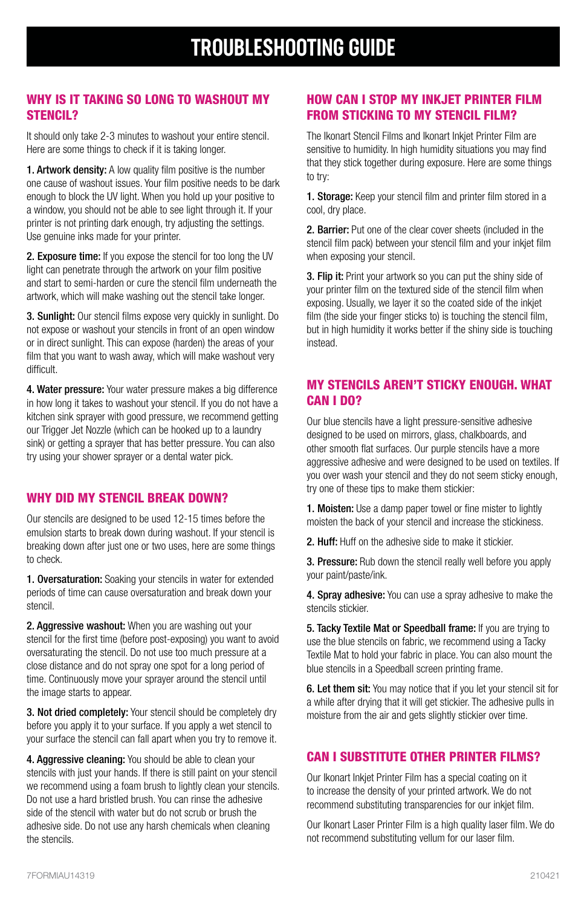# TROUBLESHOOTING GUIDE

## WHY IS IT TAKING SO LONG TO WASHOUT MY STENCIL?

It should only take 2-3 minutes to washout your entire stencil. Here are some things to check if it is taking longer.

**1. Artwork density:** A low quality film positive is the number one cause of washout issues. Your film positive needs to be dark enough to block the UV light. When you hold up your positive to a window, you should not be able to see light through it. If your printer is not printing dark enough, try adjusting the settings. Use genuine inks made for your printer.

**2. Exposure time:** If you expose the stencil for too long the UV light can penetrate through the artwork on your film positive and start to semi-harden or cure the stencil film underneath the artwork, which will make washing out the stencil take longer.

**3. Sunlight:** Our stencil films expose very quickly in sunlight. Do not expose or washout your stencils in front of an open window or in direct sunlight. This can expose (harden) the areas of your film that you want to wash away, which will make washout very difficult.

**4. Water pressure:** Your water pressure makes a big difference in how long it takes to washout your stencil. If you do not have a kitchen sink sprayer with good pressure, we recommend getting our Trigger Jet Nozzle (which can be hooked up to a laundry sink) or getting a sprayer that has better pressure. You can also try using your shower sprayer or a dental water pick.

## WHY DID MY STENCIL BREAK DOWN?

Our stencils are designed to be used 12-15 times before the emulsion starts to break down during washout. If your stencil is breaking down after just one or two uses, here are some things to check.

**1. Oversaturation:** Soaking your stencils in water for extended periods of time can cause oversaturation and break down your stencil.

**2. Aggressive washout:** When you are washing out your stencil for the first time (before post-exposing) you want to avoid oversaturating the stencil. Do not use too much pressure at a close distance and do not spray one spot for a long period of time. Continuously move your sprayer around the stencil until the image starts to appear.

**3. Not dried completely:** Your stencil should be completely dry before you apply it to your surface. If you apply a wet stencil to your surface the stencil can fall apart when you try to remove it.

**4. Aggressive cleaning:** You should be able to clean your stencils with just your hands. If there is still paint on your stencil we recommend using a foam brush to lightly clean your stencils. Do not use a hard bristled brush. You can rinse the adhesive side of the stencil with water but do not scrub or brush the adhesive side. Do not use any harsh chemicals when cleaning the stencils.

## HOW CAN I STOP MY INKJET PRINTER FILM FROM STICKING TO MY STENCIL FILM?

The Ikonart Stencil Films and Ikonart Inkjet Printer Film are sensitive to humidity. In high humidity situations you may find that they stick together during exposure. Here are some things to try:

**1. Storage:** Keep your stencil film and printer film stored in a cool, dry place.

**2. Barrier:** Put one of the clear cover sheets (included in the stencil film pack) between your stencil film and your inkjet film when exposing your stencil.

**3. Flip it:** Print your artwork so you can put the shiny side of your printer film on the textured side of the stencil film when exposing. Usually, we layer it so the coated side of the inkjet film (the side your finger sticks to) is touching the stencil film, but in high humidity it works better if the shiny side is touching instead.

## MY STENCILS AREN'T STICKY ENOUGH. WHAT CAN I DO?

Our blue stencils have a light pressure-sensitive adhesive designed to be used on mirrors, glass, chalkboards, and other smooth flat surfaces. Our purple stencils have a more aggressive adhesive and were designed to be used on textiles. If you over wash your stencil and they do not seem sticky enough, try one of these tips to make them stickier:

**1. Moisten:** Use a damp paper towel or fine mister to lightly moisten the back of your stencil and increase the stickiness.

**2. Huff:** Huff on the adhesive side to make it stickier.

**3. Pressure:** Rub down the stencil really well before you apply your paint/paste/ink.

**4. Spray adhesive:** You can use a spray adhesive to make the stencils stickier.

**5. Tacky Textile Mat or Speedball frame:** If you are trying to use the blue stencils on fabric, we recommend using a Tacky Textile Mat to hold your fabric in place. You can also mount the blue stencils in a Speedball screen printing frame.

**6. Let them sit:** You may notice that if you let your stencil sit for a while after drying that it will get stickier. The adhesive pulls in moisture from the air and gets slightly stickier over time.

## CAN I SUBSTITUTE OTHER PRINTER FILMS?

Our Ikonart Inkjet Printer Film has a special coating on it to increase the density of your printed artwork. We do not recommend substituting transparencies for our inkjet film.

Our Ikonart Laser Printer Film is a high quality laser film. We do not recommend substituting vellum for our laser film.

7FORMIAU14319 210421